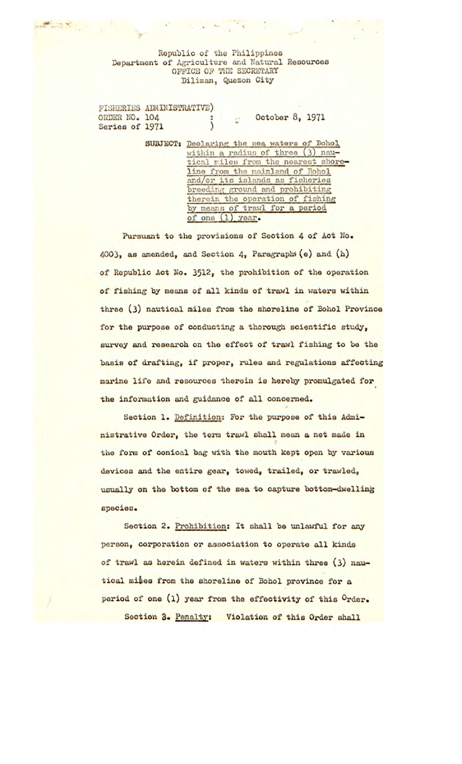Republic of the Philippines
Department of Agriculture and Natural Resources
OFFICE OF THE SECRETARY
Diliman, Quezon City

FISHERIES ADMINISTRATIVE ORDER NO. 104
Series of 1971

October 8, 1971

SUBJECT: Declaring the sea waters of Bohol within a radius of three (3) nautical miles from the nearest shoreline from the mainland of Bohol and/or its islands as fisheries breeding ground and prohibiting therein the operation of fishing by means of trawl for a period of one (1) year.

Pursuant to the provisions of Section 4 of Act No. 4003, as amended, and Section 4, Paragraphs (e) and (h) of Republic Act No. 3512, the prohibition of the operation of fishing by means of all kinds of trawl in waters within three (3) nautical miles from the shoreline of Bohol Province for the purpose of conducting a thorough scientific study, survey and research on the effect of trawl fishing to be the basis of drafting, if proper, rules and regulations affecting marine life and resources therein is hereby promulgated for the information and guidance of all concerned.

Section 1. Definition: For the purpose of this Administrative Order, the term trawl shall mean a net made in the form of conical bag with the mouth kept open by various devices and the entire gear, towed, trailed, or trawled, usually on the bottom of the sea to capture bottom-dwelling species.

Section 2. Prohibition: It shall be unlawful for any person, corporation or association to operate all kinds of trawl as herein defined in waters within three (3) nautical miles from the shoreline of Bohol province for a period of one (1) year from the effectivity of this Order.

Section 3. Penalty: Violation of this Order shall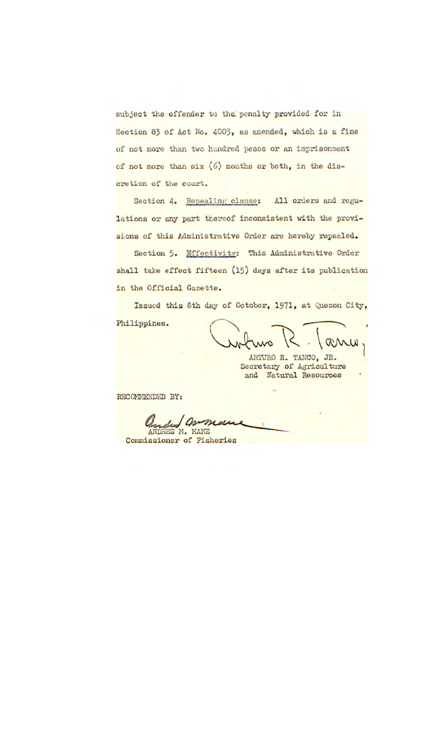subject the offender to the penalty provided for in Section 83 of Act No. 4003, as amended, which is a fine of not more than two hundred pesos or an imprisonment of not more than six (6) months or both, in the discretion of the court.

Section 4. Repealing clause: All orders and regulations or any part thereof inconsistent with the provisions of this Administrative Order are hereby repealed.

Section 5. Effectivity: This Administrative Order shall take effect fifteen (15) days after its publication in the Official Gazette.

Issued this 8th day of October, 1971, at Quezon City, Philippines.

ARTURO R. TANCO, JR.
Secretary of Agriculture
and Natural Resources

RECOMMENDED BY:

ANDRES M. MANE
Commissioner of Fisheries